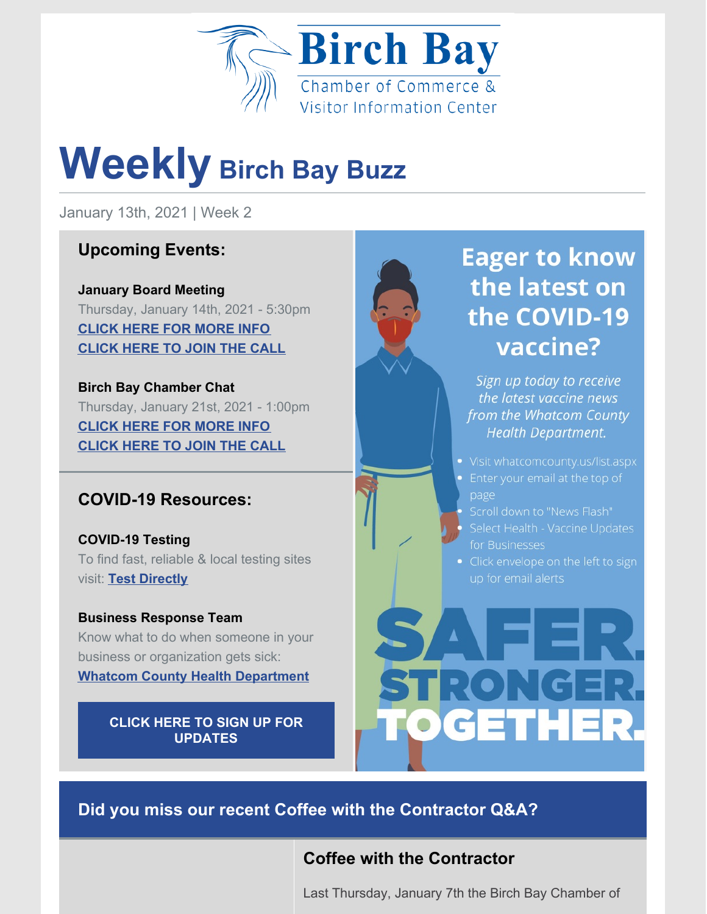Birch Bay

Chamber of Commerce & Visitor Information Center

# Weekly Birch Bay Buzz

January 13th, 2021 | Week 2

## Upcoming Events:

**January Board Meeting**
Thursday, January 14th, 2021 - 5:30pm
**CLICK HERE FOR MORE INFO**
**CLICK HERE TO JOIN THE CALL**

**Birch Bay Chamber Chat**
Thursday, January 21st, 2021 - 1:00pm
**CLICK HERE FOR MORE INFO**
**CLICK HERE TO JOIN THE CALL**

## COVID-19 Resources:

**COVID-19 Testing**
To find fast, reliable & local testing sites visit: **Test Directly**

**Business Response Team**
Know what to do when someone in your business or organization gets sick: **Whatcom County Health Department**

**CLICK HERE TO SIGN UP FOR UPDATES**

## Eager to know the latest on the COVID-19 vaccine?

*Sign up today to receive the latest vaccine news from the Whatcom County Health Department.*

- Visit whatcomcounty.us/list.aspx
- Enter your email at the top of page
- Scroll down to "News Flash"
- Select Health - Vaccine Updates for Businesses
- Click envelope on the left to sign up for email alerts

SAFER. STRONGER. TOGETHER.

## Did you miss our recent Coffee with the Contractor Q&A?

### Coffee with the Contractor

Last Thursday, January 7th the Birch Bay Chamber of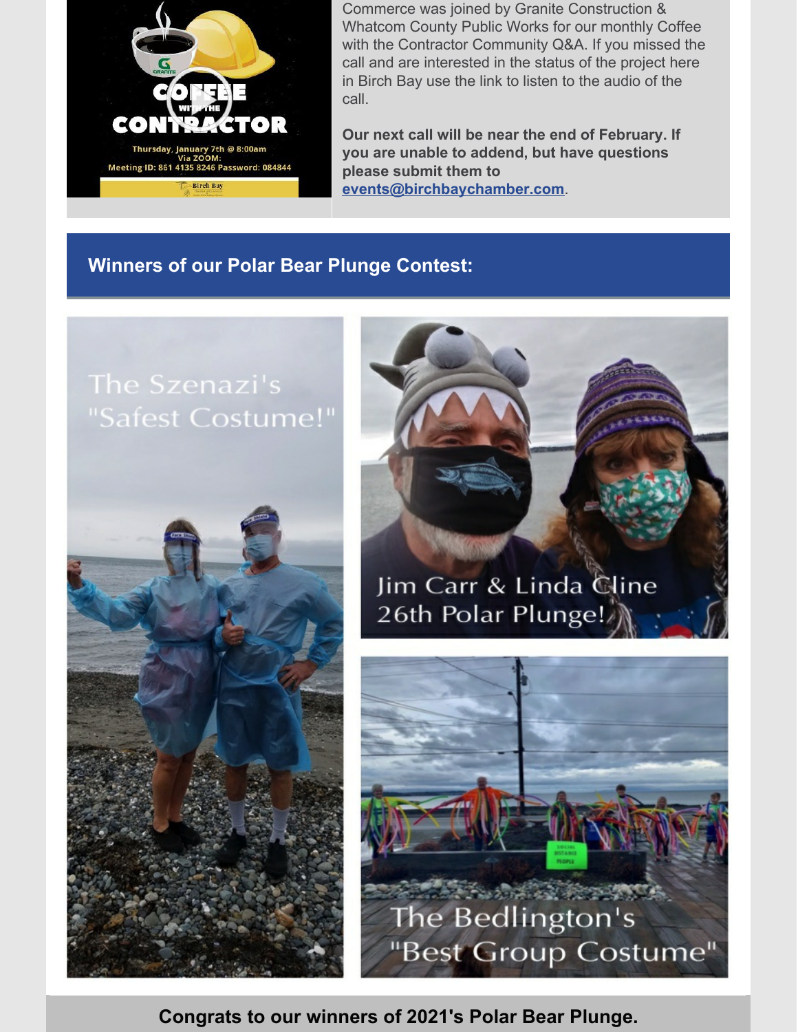Commerce was joined by Granite Construction & Whatcom County Public Works for our monthly Coffee with the Contractor Community Q&A. If you missed the call and are interested in the status of the project here in Birch Bay use the link to listen to the audio of the call.

**Our next call will be near the end of February. If you are unable to addend, but have questions please submit them to [events@birchbaychamber.com](mailto:events@birchbaychamber.com).**

## Winners of our Polar Bear Plunge Contest:

The Szenazi's "Safest Costume!"

Jim Carr & Linda Cline 26th Polar Plunge!

The Bedlington's "Best Group Costume"

**Congrats to our winners of 2021's Polar Bear Plunge.**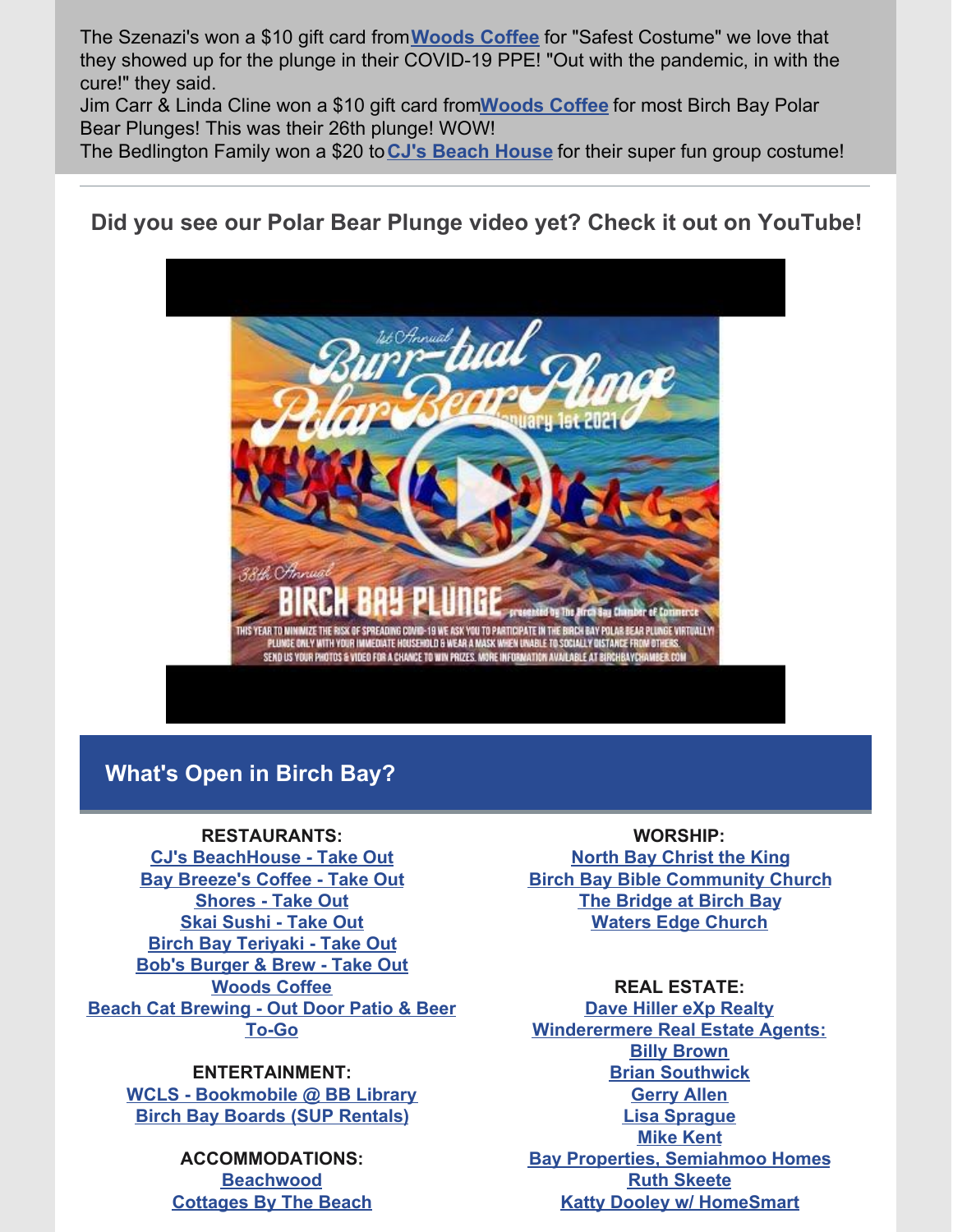The Szenazi's won a $10 gift card from **Woods Coffee** for "Safest Costume" we love that they showed up for the plunge in their COVID-19 PPE! "Out with the pandemic, in with the cure!" they said.
Jim Carr & Linda Cline won a $10 gift card from **Woods Coffee** for most Birch Bay Polar Bear Plunges! This was their 26th plunge! WOW!
The Bedlington Family won a $20 to **CJ's Beach House** for their super fun group costume!

---

### Did you see our Polar Bear Plunge video yet? Check it out on YouTube!

## What's Open in Birch Bay?

**RESTAURANTS:**
CJ's BeachHouse - Take Out
Bay Breeze's Coffee - Take Out
Shores - Take Out
Skai Sushi - Take Out
Birch Bay Teriyaki - Take Out
Bob's Burger & Brew - Take Out
Woods Coffee
Beach Cat Brewing - Out Door Patio & Beer To-Go

**ENTERTAINMENT:**
WCLS - Bookmobile @ BB Library
Birch Bay Boards (SUP Rentals)

**ACCOMMODATIONS:**
Beachwood
Cottages By The Beach

**WORSHIP:**
North Bay Christ the King
Birch Bay Bible Community Church
The Bridge at Birch Bay
Waters Edge Church

**REAL ESTATE:**
Dave Hiller eXp Realty
Winderermere Real Estate Agents:
Billy Brown
Brian Southwick
Gerry Allen
Lisa Sprague
Mike Kent
Bay Properties, Semiahmoo Homes
Ruth Skeete
Katty Dooley w/ HomeSmart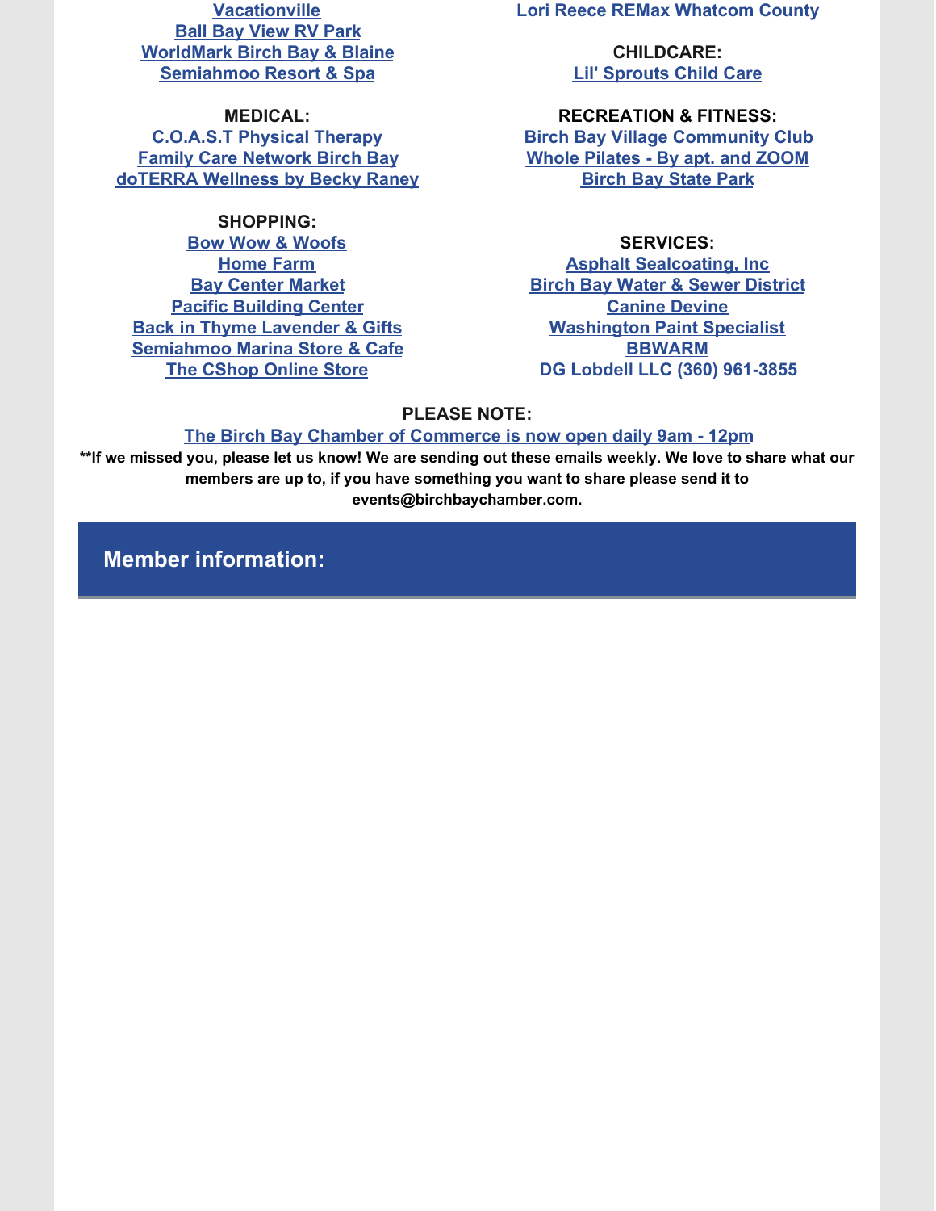Vacationville
Ball Bay View RV Park
WorldMark Birch Bay & Blaine
Semiahmoo Resort & Spa

**MEDICAL:**
C.O.A.S.T Physical Therapy
Family Care Network Birch Bay
doTERRA Wellness by Becky Raney

**SHOPPING:**
Bow Wow & Woofs
Home Farm
Bay Center Market
Pacific Building Center
Back in Thyme Lavender & Gifts
Semiahmoo Marina Store & Cafe
The CShop Online Store

Lori Reece REMax Whatcom County

**CHILDCARE:**
Lil' Sprouts Child Care

**RECREATION & FITNESS:**
Birch Bay Village Community Club
Whole Pilates - By apt. and ZOOM
Birch Bay State Park

**SERVICES:**
Asphalt Sealcoating, Inc
Birch Bay Water & Sewer District
Canine Devine
Washington Paint Specialist
BBWARM
DG Lobdell LLC (360) 961-3855

**PLEASE NOTE:**

The Birch Bay Chamber of Commerce is now open daily 9am - 12pm

**\*\*If we missed you, please let us know! We are sending out these emails weekly. We love to share what our members are up to, if you have something you want to share please send it to events@birchbaychamber.com.**

## Member information: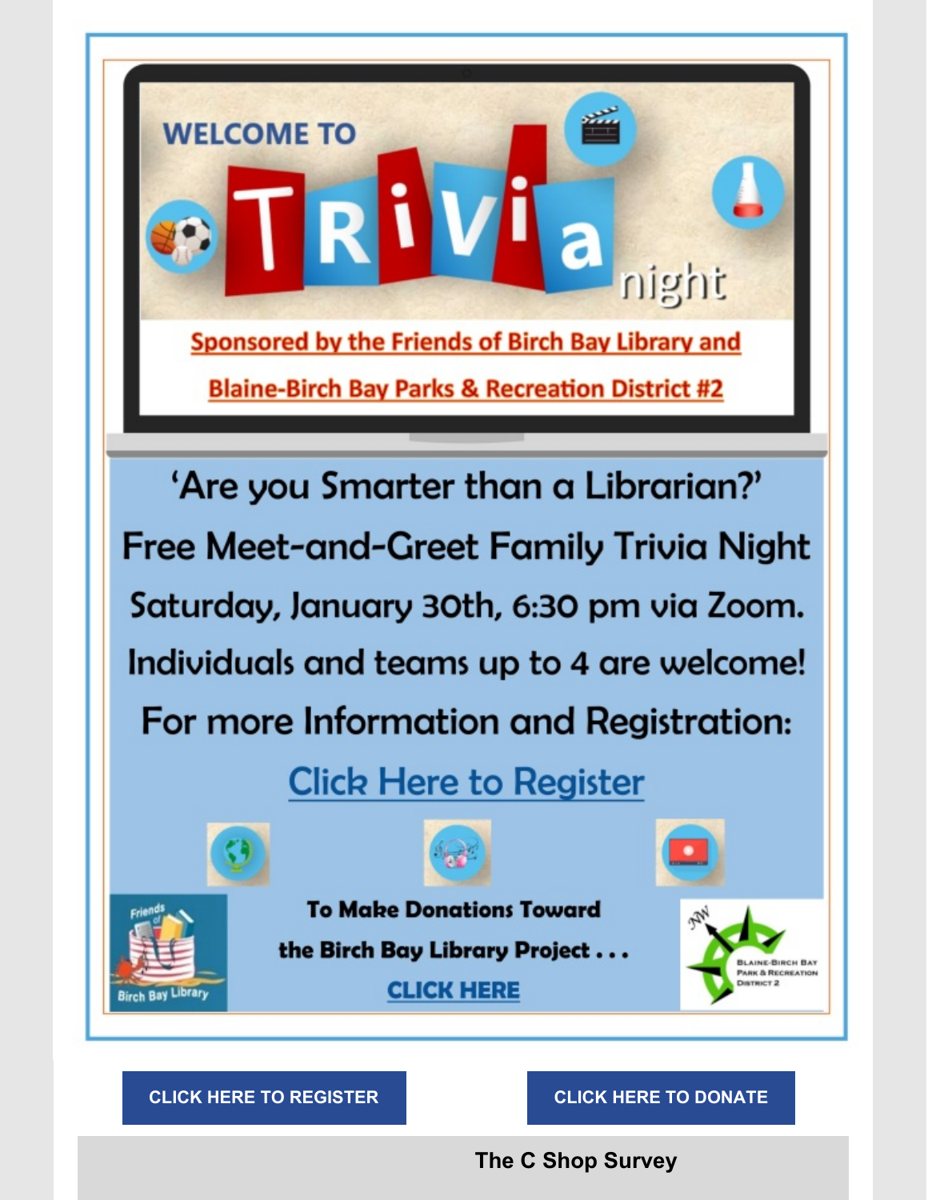WELCOME TO

# TRIVIA night

Sponsored by the Friends of Birch Bay Library and Blaine-Birch Bay Parks & Recreation District #2

'Are you Smarter than a Librarian?'

Free Meet-and-Greet Family Trivia Night

Saturday, January 30th, 6:30 pm via Zoom.

Individuals and teams up to 4 are welcome!

For more Information and Registration:

Click Here to Register

Friends of Birch Bay Library

**To Make Donations Toward the Birch Bay Library Project . . .**

**CLICK HERE**

Blaine-Birch Bay Park & Recreation District 2

**CLICK HERE TO REGISTER**

**CLICK HERE TO DONATE**

## The C Shop Survey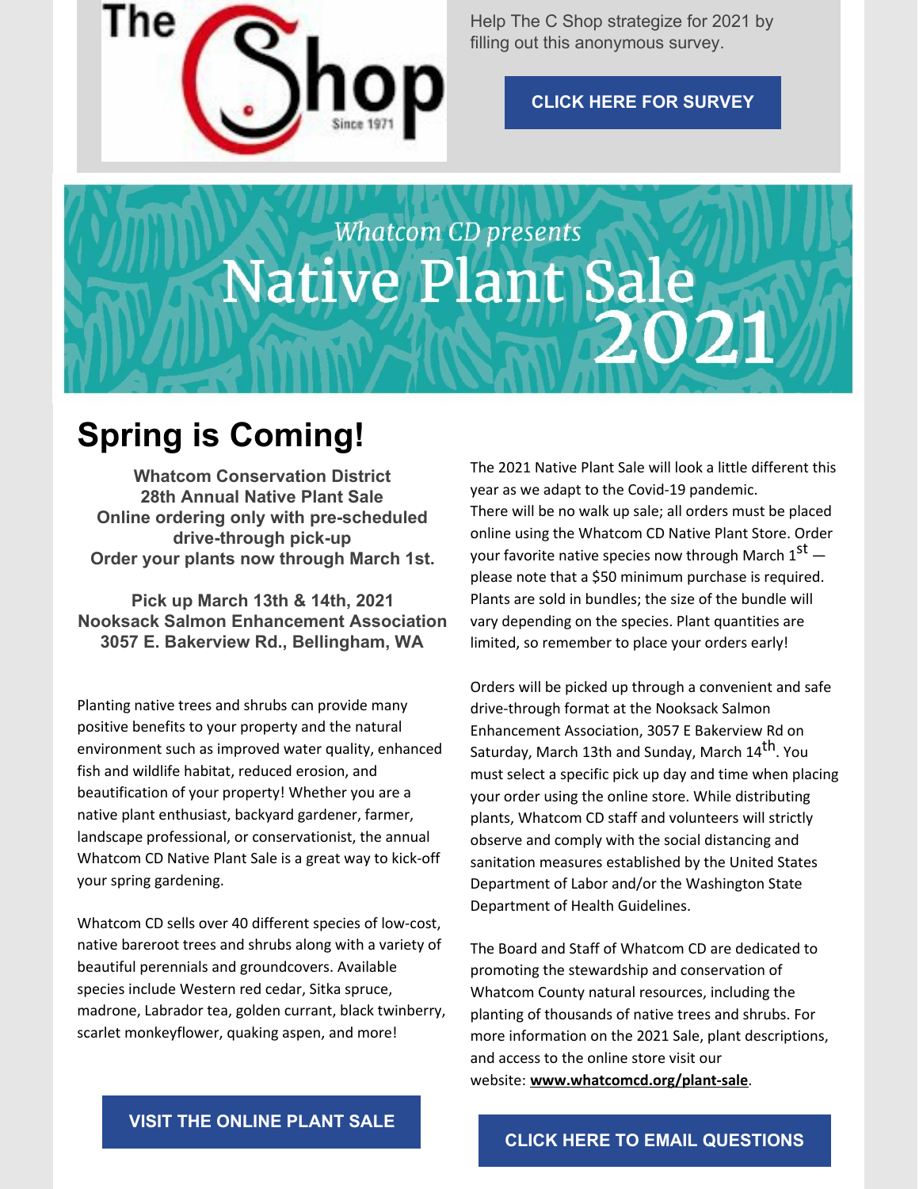The C Shop Since 1971

Help The C Shop strategize for 2021 by filling out this anonymous survey.

**CLICK HERE FOR SURVEY**

*Whatcom CD presents*

# Native Plant Sale 2021

## Spring is Coming!

**Whatcom Conservation District**
**28th Annual Native Plant Sale**
**Online ordering only with pre-scheduled drive-through pick-up**
**Order your plants now through March 1st.**

**Pick up March 13th & 14th, 2021**
**Nooksack Salmon Enhancement Association**
**3057 E. Bakerview Rd., Bellingham, WA**

Planting native trees and shrubs can provide many positive benefits to your property and the natural environment such as improved water quality, enhanced fish and wildlife habitat, reduced erosion, and beautification of your property! Whether you are a native plant enthusiast, backyard gardener, farmer, landscape professional, or conservationist, the annual Whatcom CD Native Plant Sale is a great way to kick-off your spring gardening.

Whatcom CD sells over 40 different species of low-cost, native bareroot trees and shrubs along with a variety of beautiful perennials and groundcovers. Available species include Western red cedar, Sitka spruce, madrone, Labrador tea, golden currant, black twinberry, scarlet monkeyflower, quaking aspen, and more!

**VISIT THE ONLINE PLANT SALE**

The 2021 Native Plant Sale will look a little different this year as we adapt to the Covid-19 pandemic. There will be no walk up sale; all orders must be placed online using the Whatcom CD Native Plant Store. Order your favorite native species now through March 1st — please note that a $50 minimum purchase is required. Plants are sold in bundles; the size of the bundle will vary depending on the species. Plant quantities are limited, so remember to place your orders early!

Orders will be picked up through a convenient and safe drive-through format at the Nooksack Salmon Enhancement Association, 3057 E Bakerview Rd on Saturday, March 13th and Sunday, March 14th. You must select a specific pick up day and time when placing your order using the online store. While distributing plants, Whatcom CD staff and volunteers will strictly observe and comply with the social distancing and sanitation measures established by the United States Department of Labor and/or the Washington State Department of Health Guidelines.

The Board and Staff of Whatcom CD are dedicated to promoting the stewardship and conservation of Whatcom County natural resources, including the planting of thousands of native trees and shrubs. For more information on the 2021 Sale, plant descriptions, and access to the online store visit our website: **www.whatcomcd.org/plant-sale**.

**CLICK HERE TO EMAIL QUESTIONS**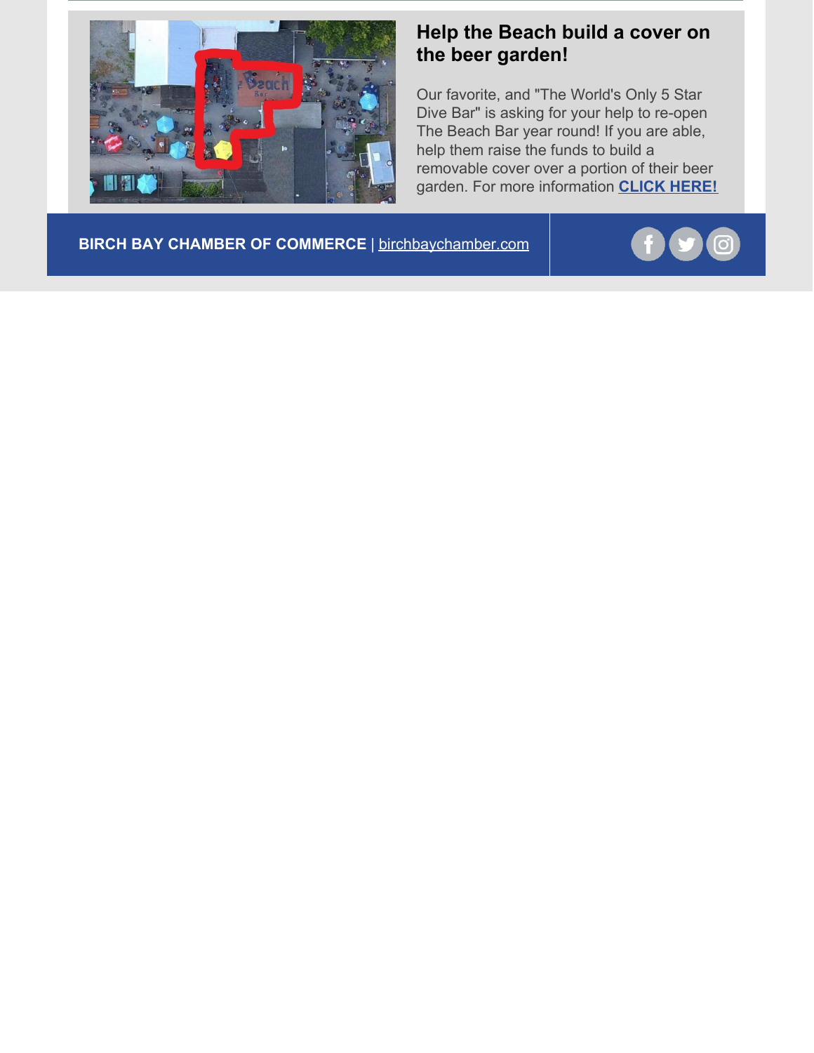## Help the Beach build a cover on the beer garden!

Our favorite, and "The World's Only 5 Star Dive Bar" is asking for your help to re-open The Beach Bar year round! If you are able, help them raise the funds to build a removable cover over a portion of their beer garden. For more information **CLICK HERE!**

**BIRCH BAY CHAMBER OF COMMERCE** | birchbaychamber.com